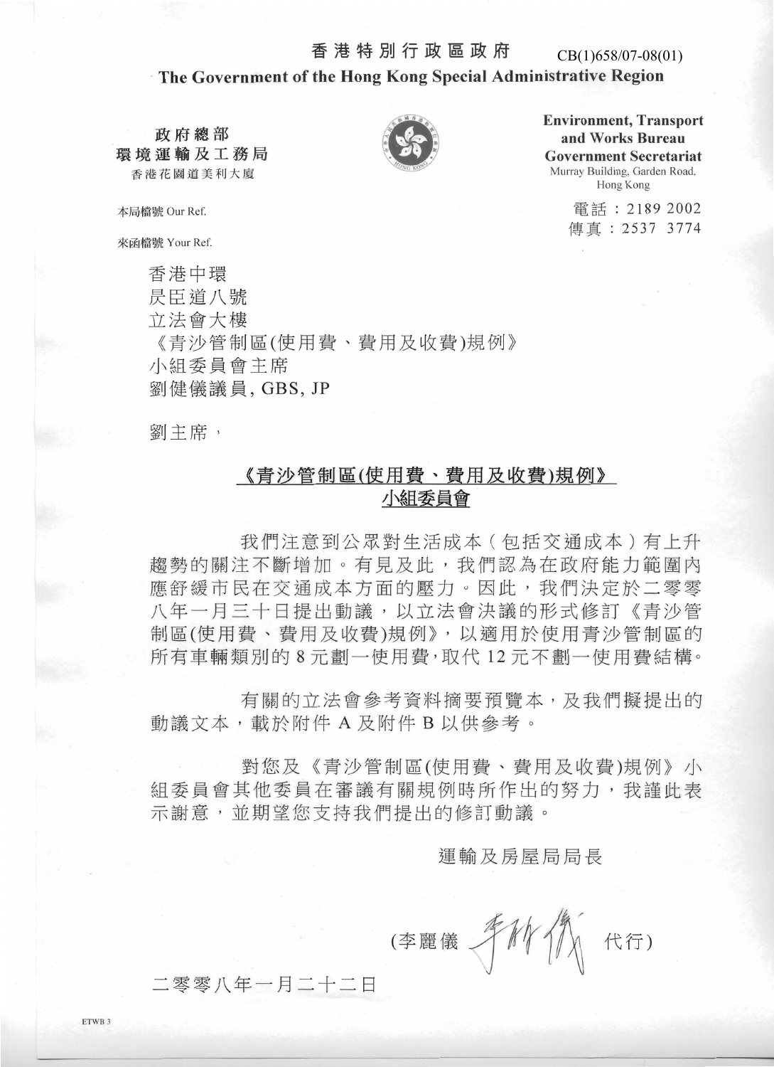香港特別行政區政府 CB(1)658/07-08(01)

**The Government of the Hong Kong Special Administrative Region**

**政府總部**
**環境運輸及工務局**
香港花園道美利大廈

**Environment, Transport and Works Bureau**
**Government Secretariat**
Murray Building, Garden Road, Hong Kong

本局檔號 Our Ref.

來函檔號 Your Ref.

電話：2189 2002
傳真：2537 3774

香港中環
昃臣道八號
立法會大樓
《青沙管制區(使用費、費用及收費)規例》
小組委員會主席
劉健儀議員, GBS, JP

劉主席，

**《青沙管制區(使用費、費用及收費)規例》**
**小組委員會**

我們注意到公眾對生活成本（包括交通成本）有上升趨勢的關注不斷增加。有見及此，我們認為在政府能力範圍內應舒緩市民在交通成本方面的壓力。因此，我們決定於二零零八年一月三十日提出動議，以立法會決議的形式修訂《青沙管制區(使用費、費用及收費)規例》，以適用於使用青沙管制區的所有車輛類別的 8 元劃一使用費，取代 12 元不劃一使用費結構。

有關的立法會參考資料摘要預覽本，及我們擬提出的動議文本，載於附件 A 及附件 B 以供參考。

對您及《青沙管制區(使用費、費用及收費)規例》小組委員會其他委員在審議有關規例時所作出的努力，我謹此表示謝意，並期望您支持我們提出的修訂動議。

運輸及房屋局局長

(李麗儀 代行)

二零零八年一月二十二日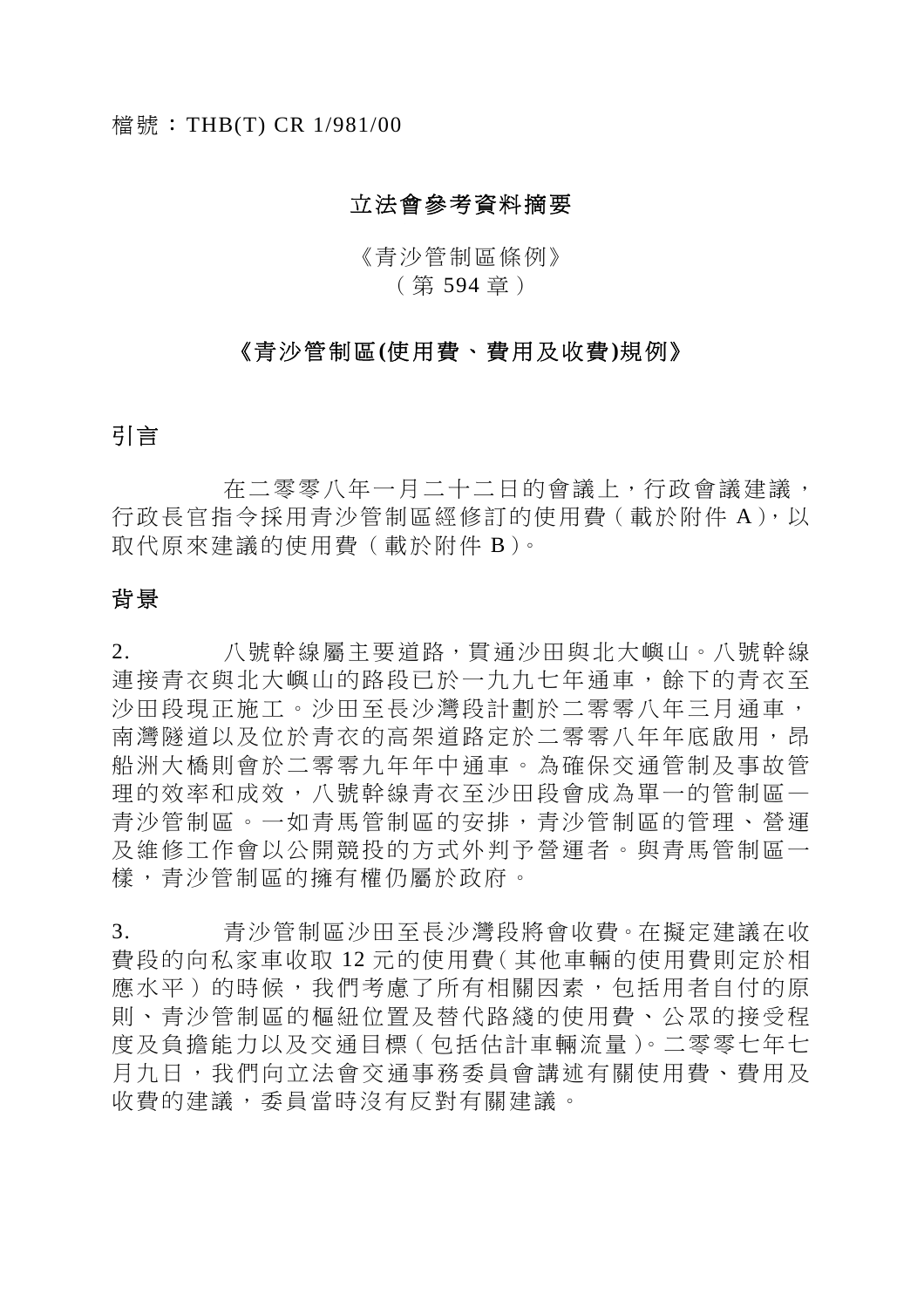檔號：THB(T) CR 1/981/00

# 立法會參考資料摘要

《青沙管制區條例》
（第 594 章）

## 《青沙管制區(使用費、費用及收費)規例》

## 引言

在二零零八年一月二十二日的會議上，行政會議建議，行政長官指令採用青沙管制區經修訂的使用費（載於附件 A），以取代原來建議的使用費（載於附件 B）。

## 背景

2. 八號幹線屬主要道路，貫通沙田與北大嶼山。八號幹線連接青衣與北大嶼山的路段已於一九九七年通車，餘下的青衣至沙田段現正施工。沙田至長沙灣段計劃於二零零八年三月通車，南灣隧道以及位於青衣的高架道路定於二零零八年年底啟用，昂船洲大橋則會於二零零九年年中通車。為確保交通管制及事故管理的效率和成效，八號幹線青衣至沙田段會成為單一的管制區—青沙管制區。一如青馬管制區的安排，青沙管制區的管理、營運及維修工作會以公開競投的方式外判予營運者。與青馬管制區一樣，青沙管制區的擁有權仍屬於政府。

3. 青沙管制區沙田至長沙灣段將會收費。在擬定建議在收費段的向私家車收取 12 元的使用費（其他車輛的使用費則定於相應水平）的時候，我們考慮了所有相關因素，包括用者自付的原則、青沙管制區的樞紐位置及替代路綫的使用費、公眾的接受程度及負擔能力以及交通目標（包括估計車輛流量）。二零零七年七月九日，我們向立法會交通事務委員會講述有關使用費、費用及收費的建議，委員當時沒有反對有關建議。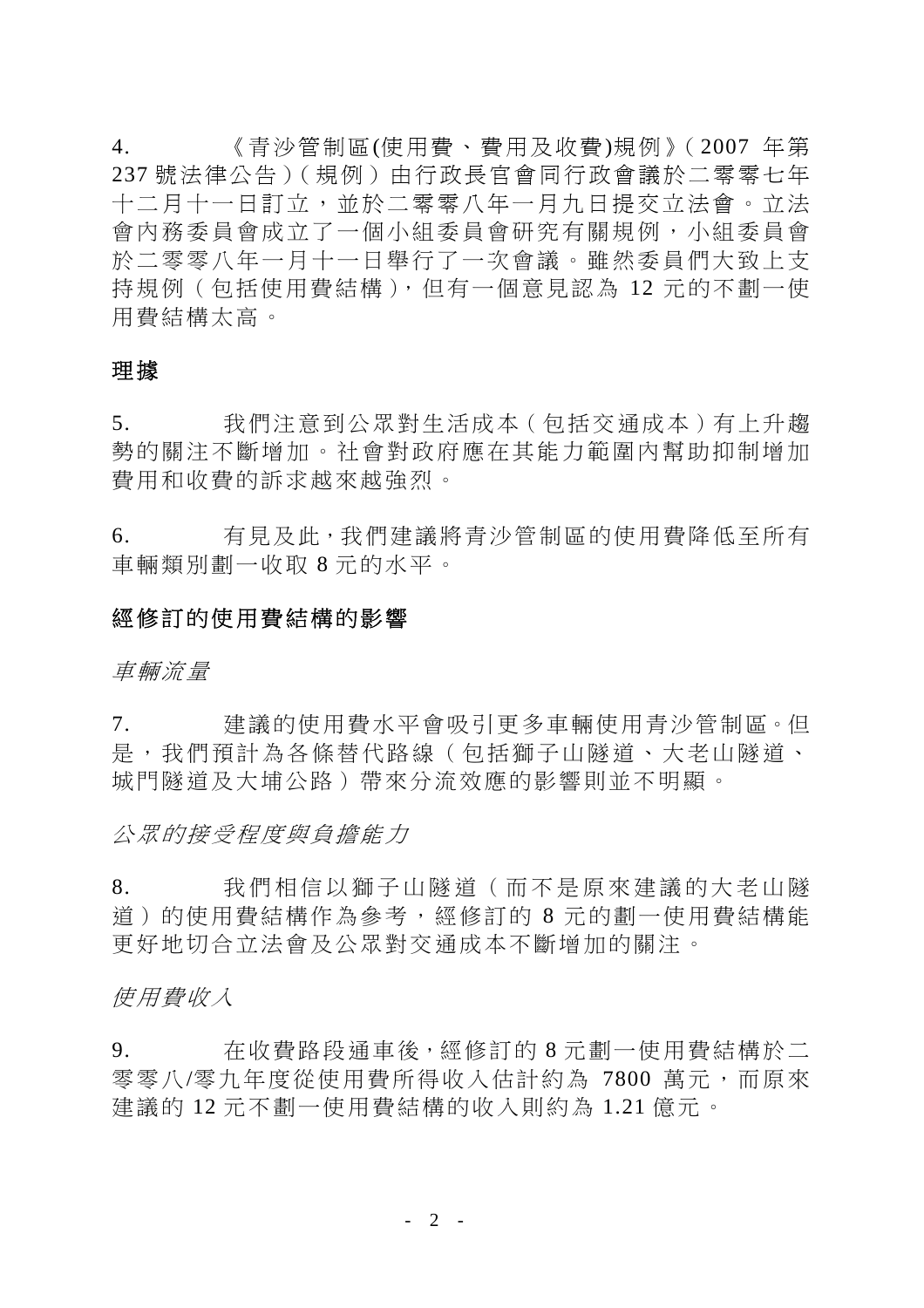4. 《青沙管制區(使用費、費用及收費)規例》(2007 年第 237 號法律公告)(規例)由行政長官會同行政會議於二零零七年十二月十一日訂立，並於二零零八年一月九日提交立法會。立法會內務委員會成立了一個小組委員會研究有關規例，小組委員會於二零零八年一月十一日舉行了一次會議。雖然委員們大致上支持規例(包括使用費結構)，但有一個意見認為 12 元的不劃一使用費結構太高。

## 理據

5. 我們注意到公眾對生活成本(包括交通成本)有上升趨勢的關注不斷增加。社會對政府應在其能力範圍內幫助抑制增加費用和收費的訴求越來越強烈。

6. 有見及此，我們建議將青沙管制區的使用費降低至所有車輛類別劃一收取 8 元的水平。

## 經修訂的使用費結構的影響

*車輛流量*

7. 建議的使用費水平會吸引更多車輛使用青沙管制區。但是，我們預計為各條替代路線(包括獅子山隧道、大老山隧道、城門隧道及大埔公路)帶來分流效應的影響則並不明顯。

*公眾的接受程度與負擔能力*

8. 我們相信以獅子山隧道(而不是原來建議的大老山隧道)的使用費結構作為參考，經修訂的 8 元的劃一使用費結構能更好地切合立法會及公眾對交通成本不斷增加的關注。

*使用費收入*

9. 在收費路段通車後，經修訂的 8 元劃一使用費結構於二零零八/零九年度從使用費所得收入估計約為 7800 萬元，而原來建議的 12 元不劃一使用費結構的收入則約為 1.21 億元。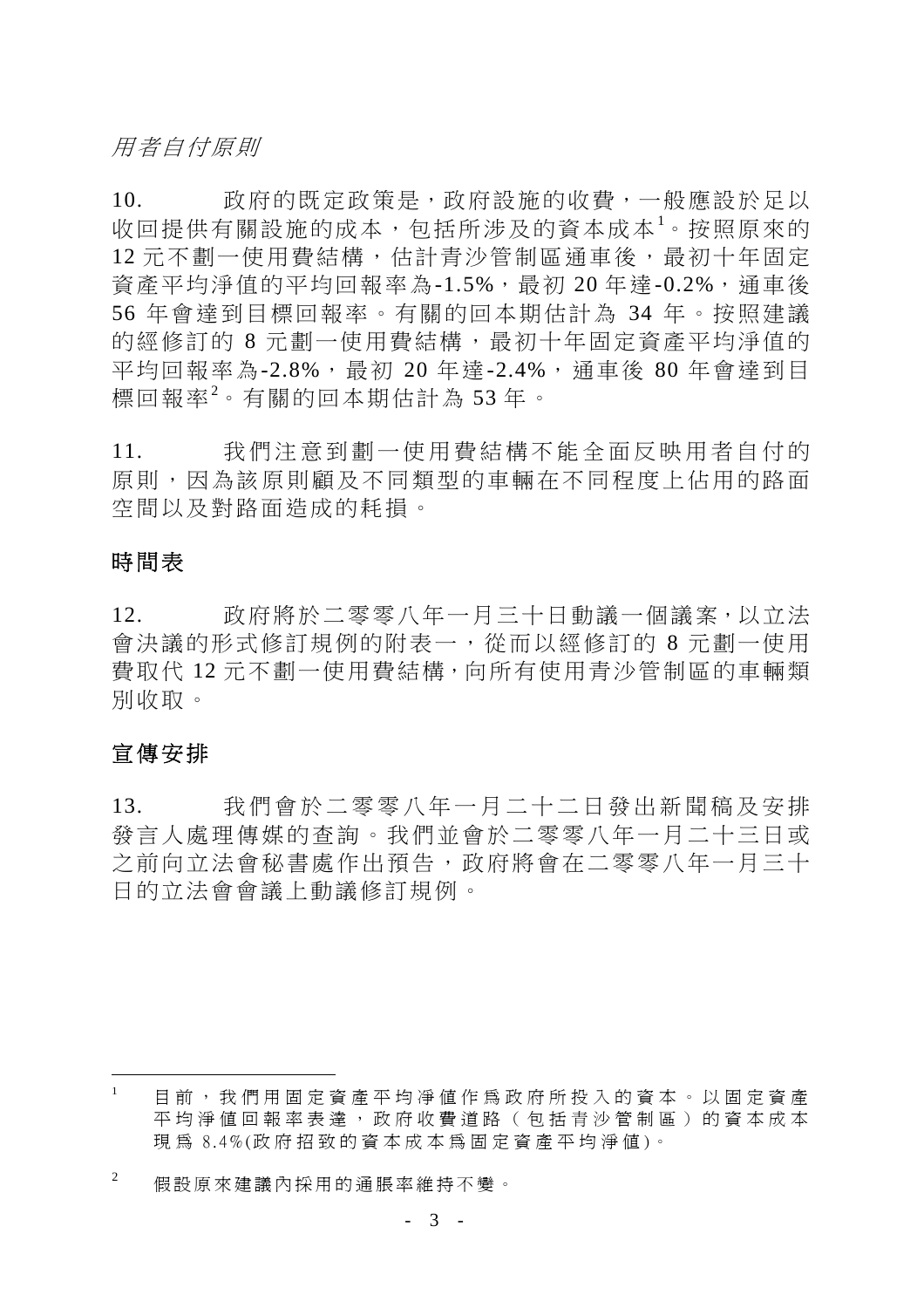*用者自付原則*

10. 政府的既定政策是，政府設施的收費，一般應設於足以收回提供有關設施的成本，包括所涉及的資本成本[1]。按照原來的 12 元不劃一使用費結構，估計青沙管制區通車後，最初十年固定資產平均淨值的平均回報率為-1.5%，最初 20 年達-0.2%，通車後 56 年會達到目標回報率。有關的回本期估計為 34 年。按照建議的經修訂的 8 元劃一使用費結構，最初十年固定資產平均淨值的平均回報率為-2.8%，最初 20 年達-2.4%，通車後 80 年會達到目標回報率[2]。有關的回本期估計為 53 年。

11. 我們注意到劃一使用費結構不能全面反映用者自付的原則，因為該原則顧及不同類型的車輛在不同程度上佔用的路面空間以及對路面造成的耗損。

## 時間表

12. 政府將於二零零八年一月三十日動議一個議案，以立法會決議的形式修訂規例的附表一，從而以經修訂的 8 元劃一使用費取代 12 元不劃一使用費結構，向所有使用青沙管制區的車輛類別收取。

## 宣傳安排

13. 我們會於二零零八年一月二十二日發出新聞稿及安排發言人處理傳媒的查詢。我們並會於二零零八年一月二十三日或之前向立法會秘書處作出預告，政府將會在二零零八年一月三十日的立法會會議上動議修訂規例。

---

[1] 目前，我們用固定資產平均淨值作爲政府所投入的資本。以固定資產平均淨值回報率表達，政府收費道路（包括青沙管制區）的資本成本現爲 8.4%(政府招致的資本成本爲固定資產平均淨值)。

[2] 假設原來建議內採用的通脹率維持不變。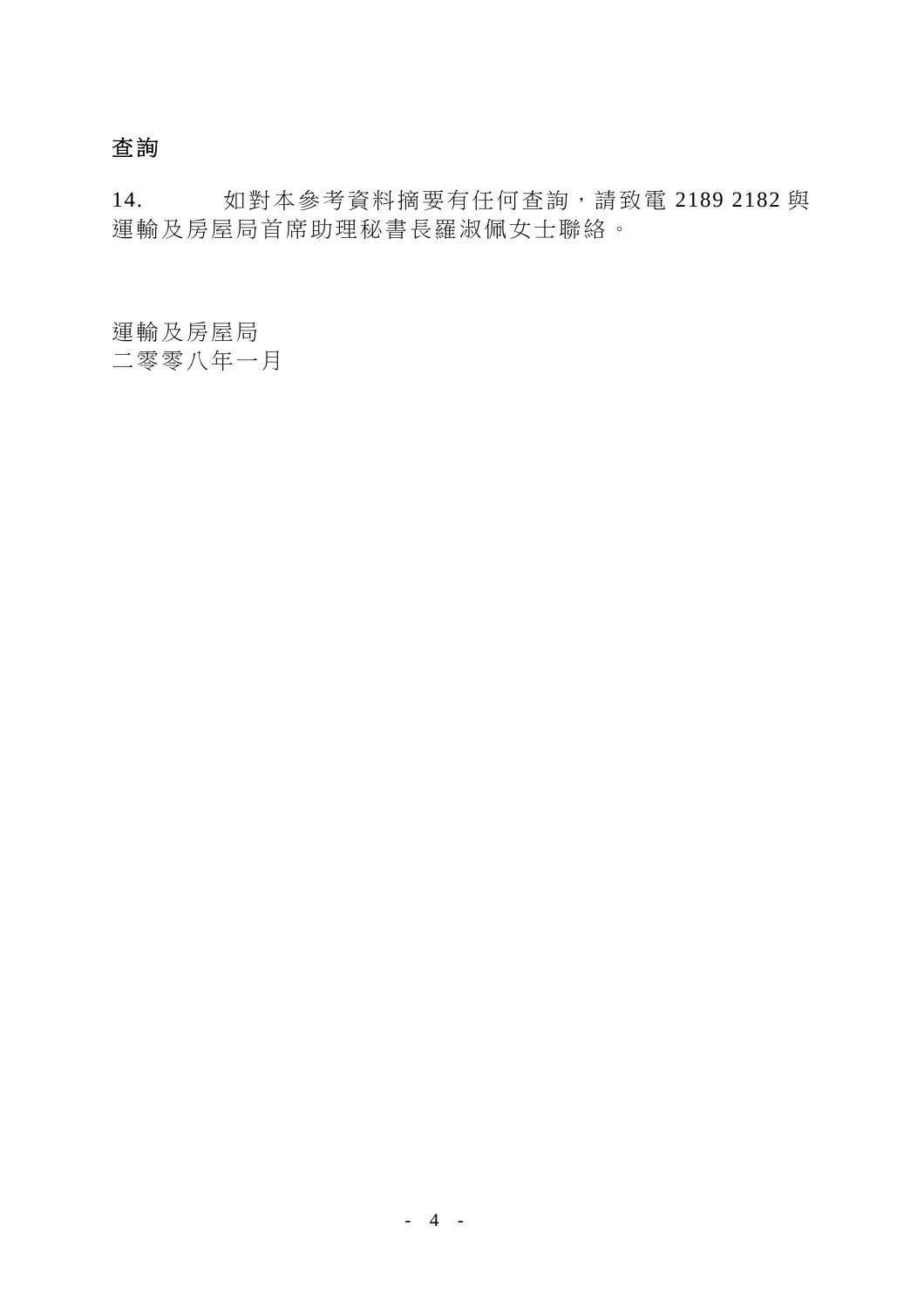## 查詢

14. 如對本參考資料摘要有任何查詢，請致電 2189 2182 與運輸及房屋局首席助理秘書長羅淑佩女士聯絡。

運輸及房屋局
二零零八年一月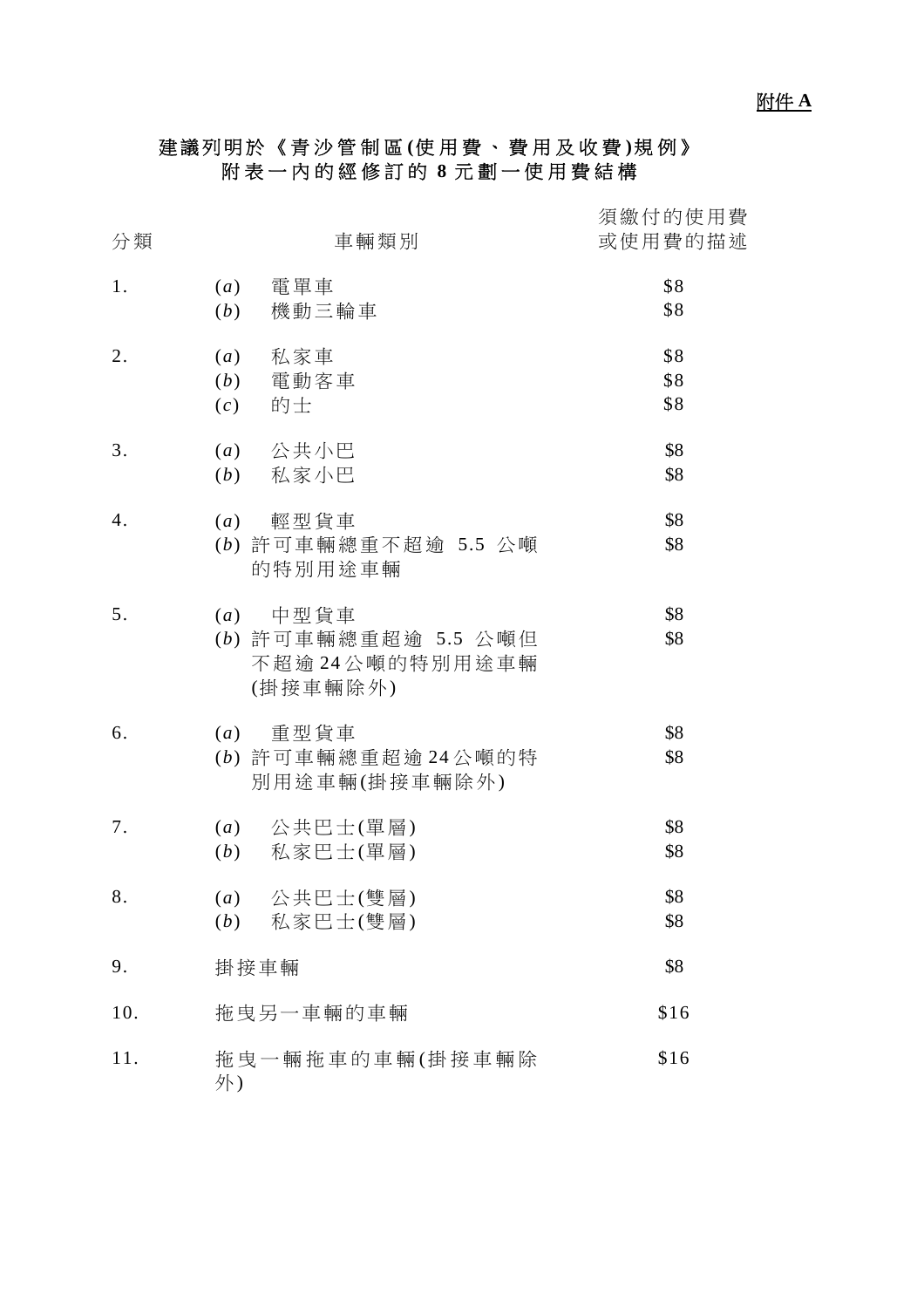<u>**附件 A**</u>

**建議列明於《青沙管制區(使用費、費用及收費)規例》附表一內的經修訂的 8 元劃一使用費結構**

| 分類 | 車輛類別 | 須繳付的使用費或使用費的描述 |
|---|---|---|
| 1. | (*a*) 電單車 | $8 |
| | (*b*) 機動三輪車 | $8 |
| 2. | (*a*) 私家車 | $8 |
| | (*b*) 電動客車 | $8 |
| | (*c*) 的士 | $8 |
| 3. | (*a*) 公共小巴 | $8 |
| | (*b*) 私家小巴 | $8 |
| 4. | (*a*) 輕型貨車 | $8 |
| | (*b*) 許可車輛總重不超逾 5.5 公噸的特別用途車輛 | $8 |
| 5. | (*a*) 中型貨車 | $8 |
| | (*b*) 許可車輛總重超逾 5.5 公噸但不超逾 24 公噸的特別用途車輛(掛接車輛除外) | $8 |
| 6. | (*a*) 重型貨車 | $8 |
| | (*b*) 許可車輛總重超逾 24 公噸的特別用途車輛(掛接車輛除外) | $8 |
| 7. | (*a*) 公共巴士(單層) | $8 |
| | (*b*) 私家巴士(單層) | $8 |
| 8. | (*a*) 公共巴士(雙層) | $8 |
| | (*b*) 私家巴士(雙層) | $8 |
| 9. | 掛接車輛 | $8 |
| 10. | 拖曳另一車輛的車輛 | $16 |
| 11. | 拖曳一輛拖車的車輛(掛接車輛除外) | $16 |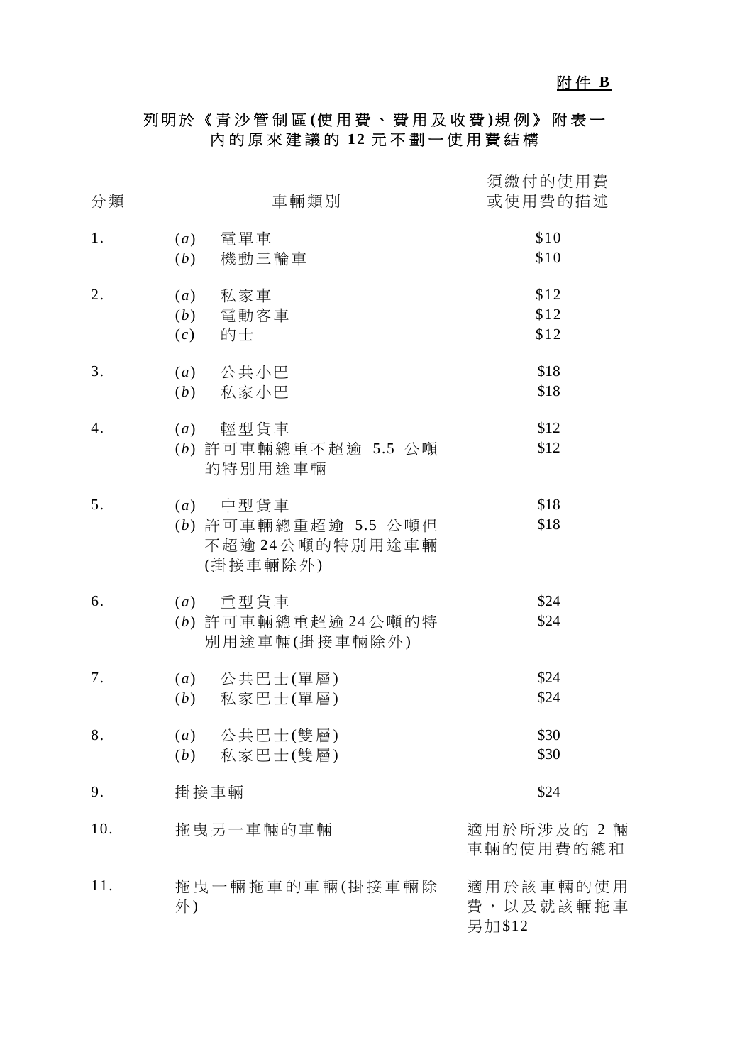<u>**附件 B**</u>

## 列明於《青沙管制區(使用費、費用及收費)規例》附表一內的原來建議的 12 元不劃一使用費結構

| 分類 | 車輛類別 | 須繳付的使用費或使用費的描述 |
|---|---|---|
| 1. | (*a*) 電單車 | $10 |
| | (*b*) 機動三輪車 | $10 |
| 2. | (*a*) 私家車 | $12 |
| | (*b*) 電動客車 | $12 |
| | (*c*) 的士 | $12 |
| 3. | (*a*) 公共小巴 | $18 |
| | (*b*) 私家小巴 | $18 |
| 4. | (*a*) 輕型貨車 | $12 |
| | (*b*) 許可車輛總重不超逾 5.5 公噸的特別用途車輛 | $12 |
| 5. | (*a*) 中型貨車 | $18 |
| | (*b*) 許可車輛總重超逾 5.5 公噸但不超逾 24 公噸的特別用途車輛(掛接車輛除外) | $18 |
| 6. | (*a*) 重型貨車 | $24 |
| | (*b*) 許可車輛總重超逾 24 公噸的特別用途車輛(掛接車輛除外) | $24 |
| 7. | (*a*) 公共巴士(單層) | $24 |
| | (*b*) 私家巴士(單層) | $24 |
| 8. | (*a*) 公共巴士(雙層) | $30 |
| | (*b*) 私家巴士(雙層) | $30 |
| 9. | 掛接車輛 | $24 |
| 10. | 拖曳另一車輛的車輛 | 適用於所涉及的 2 輛車輛的使用費的總和 |
| 11. | 拖曳一輛拖車的車輛(掛接車輛除外) | 適用於該車輛的使用費，以及就該輛拖車另加$12 |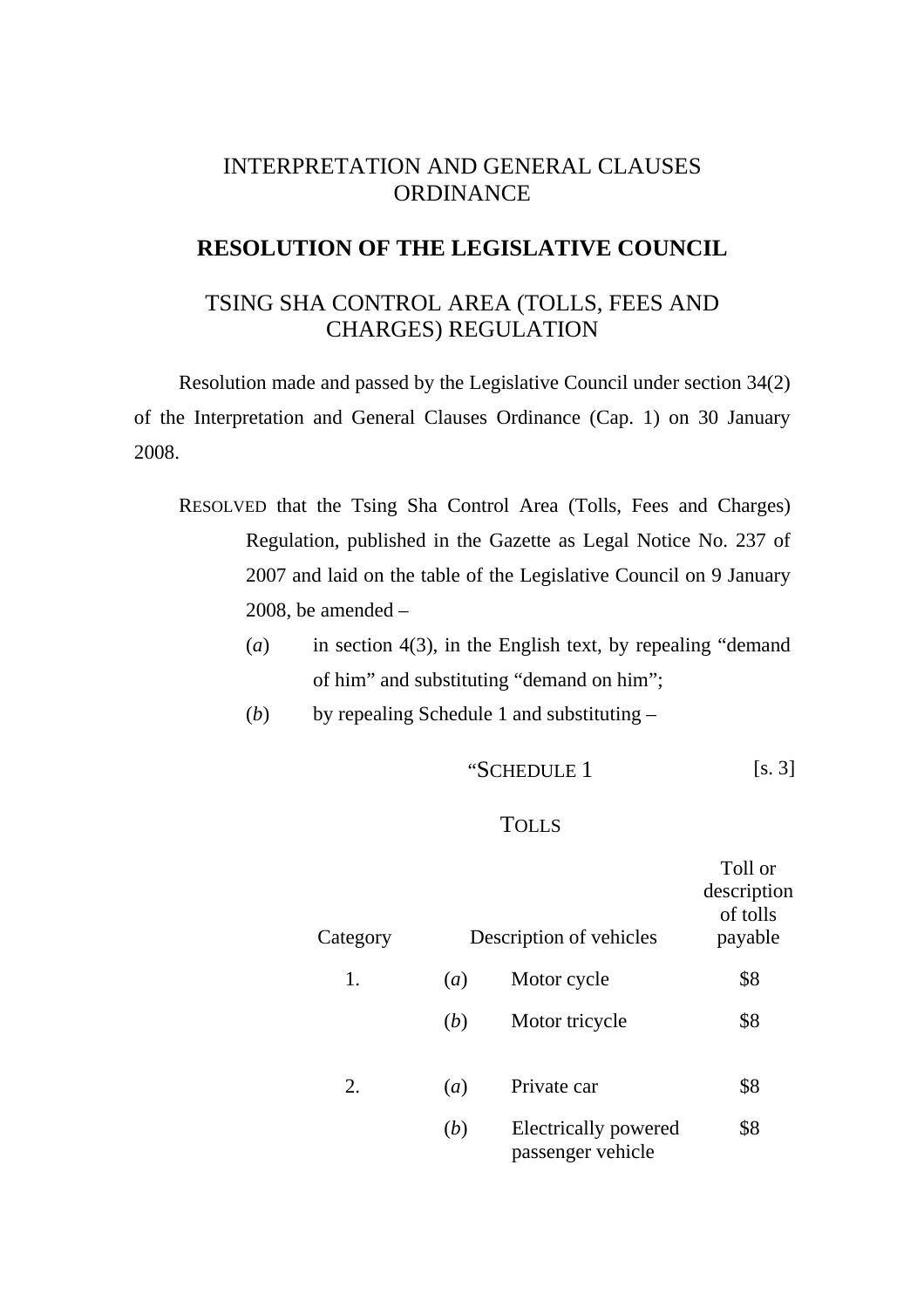# INTERPRETATION AND GENERAL CLAUSES ORDINANCE

## RESOLUTION OF THE LEGISLATIVE COUNCIL

## TSING SHA CONTROL AREA (TOLLS, FEES AND CHARGES) REGULATION

Resolution made and passed by the Legislative Council under section 34(2) of the Interpretation and General Clauses Ordinance (Cap. 1) on 30 January 2008.

RESOLVED that the Tsing Sha Control Area (Tolls, Fees and Charges) Regulation, published in the Gazette as Legal Notice No. 237 of 2007 and laid on the table of the Legislative Council on 9 January 2008, be amended –

(*a*) in section 4(3), in the English text, by repealing "demand of him" and substituting "demand on him";

(*b*) by repealing Schedule 1 and substituting –

"SCHEDULE 1 [s. 3]

TOLLS

| Category | | Description of vehicles | Toll or description of tolls payable |
|---|---|---|---|
| 1. | (*a*) | Motor cycle | $8 |
| | (*b*) | Motor tricycle | $8 |
| 2. | (*a*) | Private car | $8 |
| | (*b*) | Electrically powered passenger vehicle | $8 |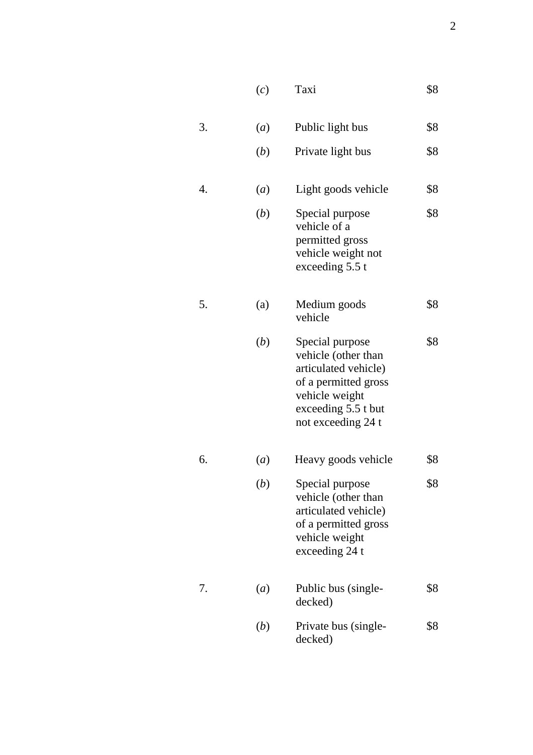| | | | |
|---|---|---|---|
| | (*c*) | Taxi | $8 |
| 3. | (*a*) | Public light bus | $8 |
| | (*b*) | Private light bus | $8 |
| 4. | (*a*) | Light goods vehicle | $8 |
| | (*b*) | Special purpose vehicle of a permitted gross vehicle weight not exceeding 5.5 t | $8 |
| 5. | (a) | Medium goods vehicle | $8 |
| | (*b*) | Special purpose vehicle (other than articulated vehicle) of a permitted gross vehicle weight exceeding 5.5 t but not exceeding 24 t | $8 |
| 6. | (*a*) | Heavy goods vehicle | $8 |
| | (*b*) | Special purpose vehicle (other than articulated vehicle) of a permitted gross vehicle weight exceeding 24 t | $8 |
| 7. | (*a*) | Public bus (single-decked) | $8 |
| | (*b*) | Private bus (single-decked) | $8 |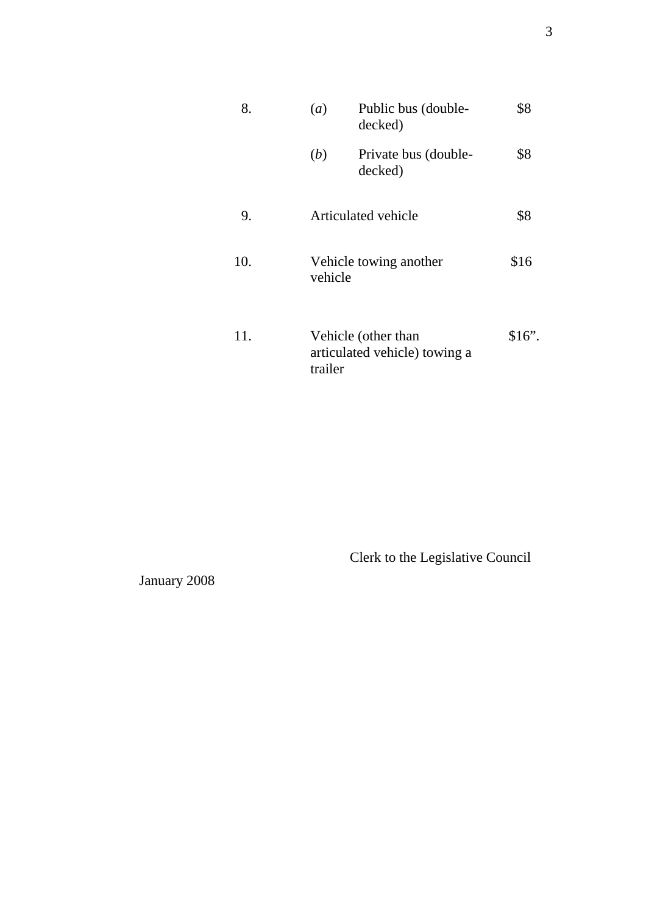| | | | |
|---|---|---|---|
| 8. | (*a*) | Public bus (double-decked) | $8 |
| | (*b*) | Private bus (double-decked) | $8 |
| 9. | Articulated vehicle | | $8 |
| 10. | Vehicle towing another vehicle | | $16 |
| 11. | Vehicle (other than articulated vehicle) towing a trailer | | $16”. |

Clerk to the Legislative Council

January 2008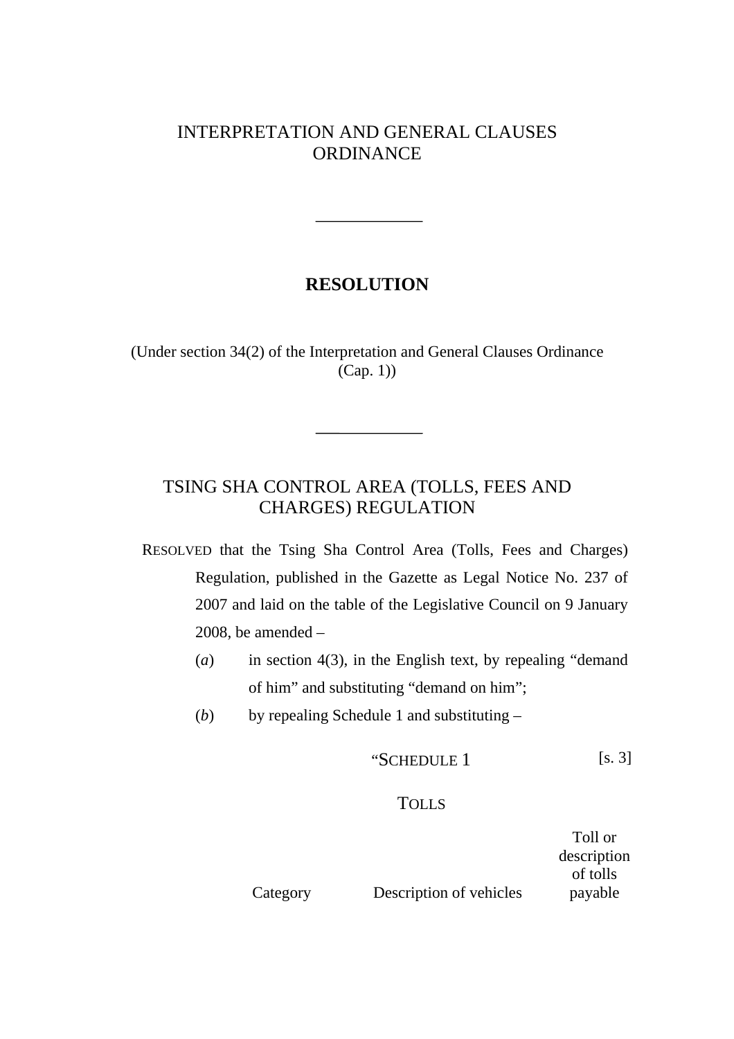# INTERPRETATION AND GENERAL CLAUSES ORDINANCE

---

## RESOLUTION

(Under section 34(2) of the Interpretation and General Clauses Ordinance (Cap. 1))

---

## TSING SHA CONTROL AREA (TOLLS, FEES AND CHARGES) REGULATION

RESOLVED that the Tsing Sha Control Area (Tolls, Fees and Charges) Regulation, published in the Gazette as Legal Notice No. 237 of 2007 and laid on the table of the Legislative Council on 9 January 2008, be amended –

(*a*) in section 4(3), in the English text, by repealing "demand of him" and substituting "demand on him";

(*b*) by repealing Schedule 1 and substituting –

"SCHEDULE 1 [s. 3]

TOLLS

| Category | Description of vehicles | Toll or description of tolls payable |
|---|---|---|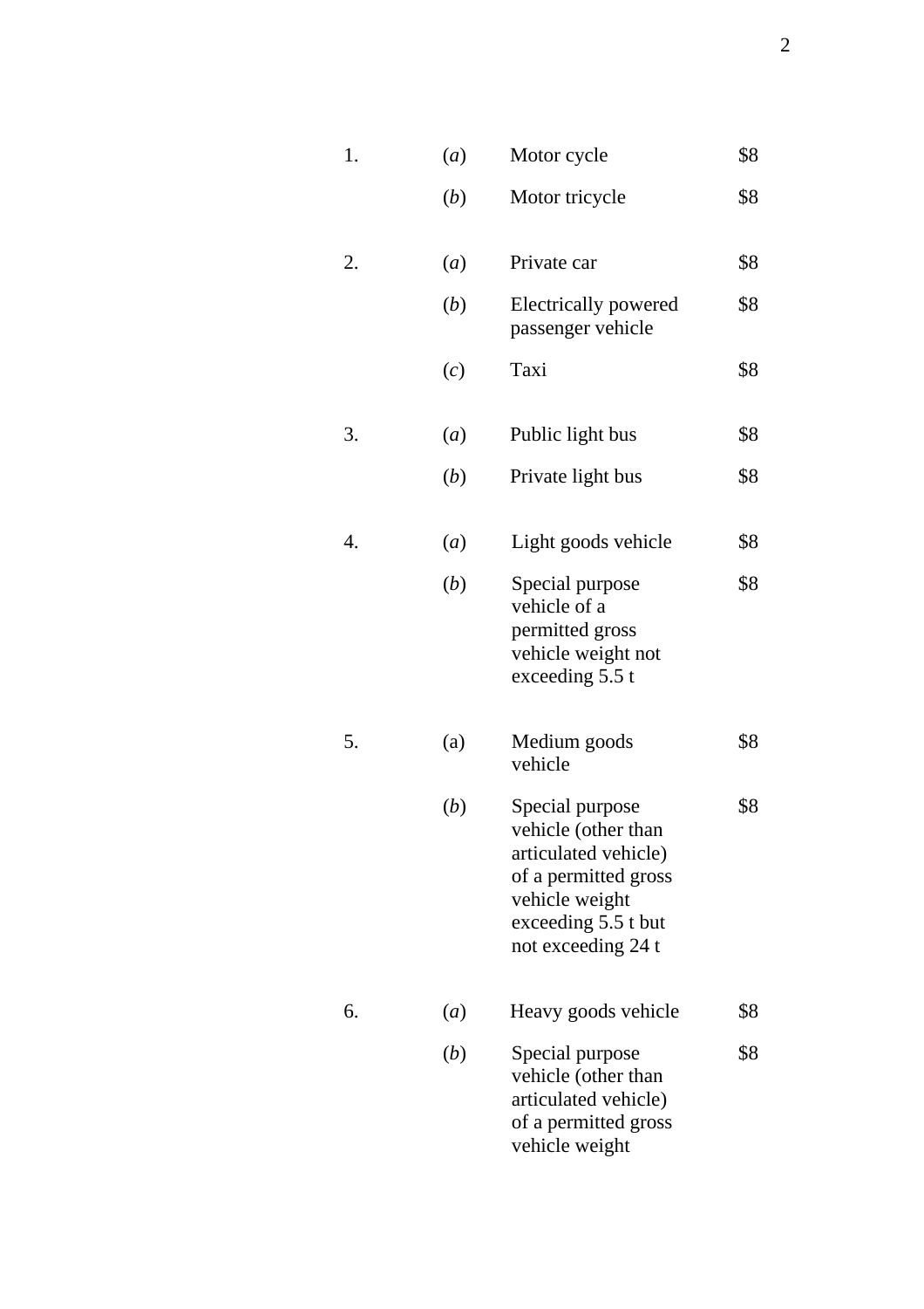| | | | |
|---|---|---|---|
| 1. | (*a*) | Motor cycle | $8 |
| | (*b*) | Motor tricycle | $8 |
| 2. | (*a*) | Private car | $8 |
| | (*b*) | Electrically powered passenger vehicle | $8 |
| | (*c*) | Taxi | $8 |
| 3. | (*a*) | Public light bus | $8 |
| | (*b*) | Private light bus | $8 |
| 4. | (*a*) | Light goods vehicle | $8 |
| | (*b*) | Special purpose vehicle of a permitted gross vehicle weight not exceeding 5.5 t | $8 |
| 5. | (a) | Medium goods vehicle | $8 |
| | (*b*) | Special purpose vehicle (other than articulated vehicle) of a permitted gross vehicle weight exceeding 5.5 t but not exceeding 24 t | $8 |
| 6. | (*a*) | Heavy goods vehicle | $8 |
| | (*b*) | Special purpose vehicle (other than articulated vehicle) of a permitted gross vehicle weight | $8 |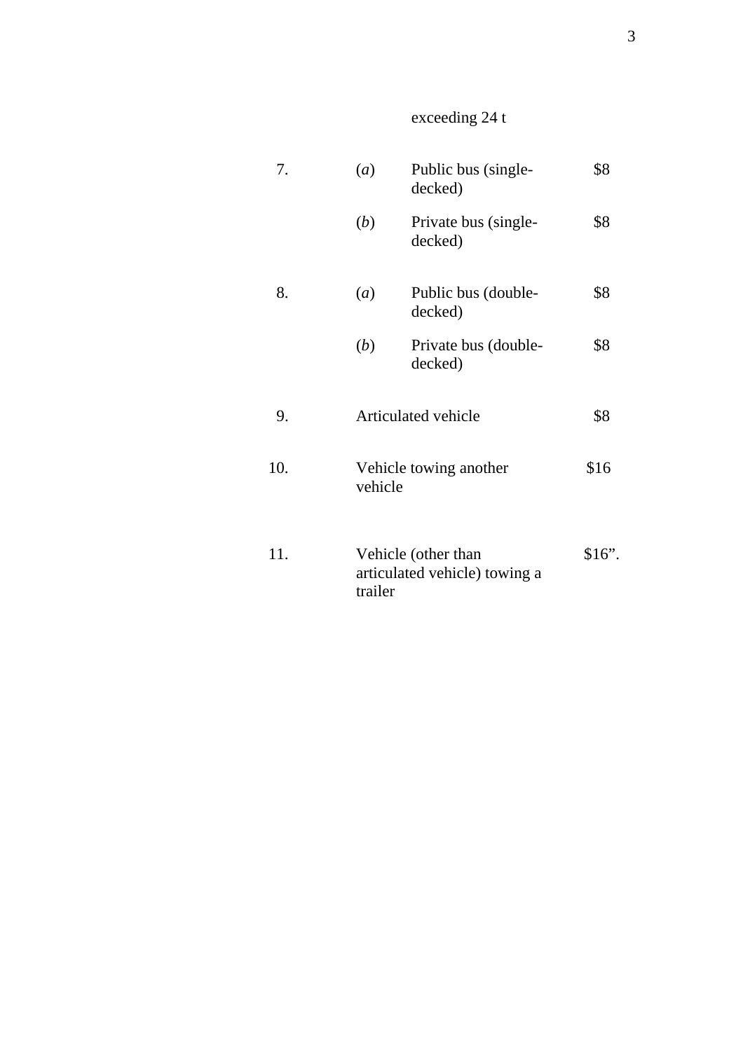| | | | |
|---|---|---|---|
| | | exceeding 24 t | |
| 7. | (*a*) | Public bus (single-decked) | $8 |
| | (*b*) | Private bus (single-decked) | $8 |
| 8. | (*a*) | Public bus (double-decked) | $8 |
| | (*b*) | Private bus (double-decked) | $8 |
| 9. | Articulated vehicle | | $8 |
| 10. | Vehicle towing another vehicle | | $16 |
| 11. | Vehicle (other than articulated vehicle) towing a trailer | | $16”. |